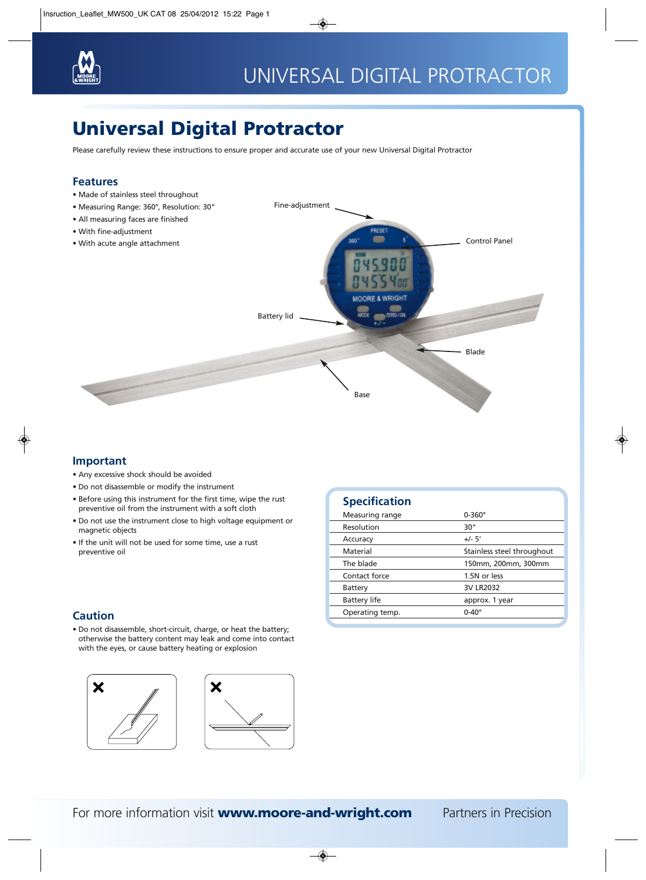# UNIVERSAL DIGITAL PROTRACTOR

## Universal Digital Protractor

Please carefully review these instructions to ensure proper and accurate use of your new Universal Digital Protractor

### Features

- Made of stainless steel throughout
- Measuring Range: 360°, Resolution: 30"
- All measuring faces are finished
- With fine-adjustment
- With acute angle attachment

Fine-adjustment

Control Panel

Battery lid

Blade

Base

### Important

- Any excessive shock should be avoided
- Do not disassemble or modify the instrument
- Before using this instrument for the first time, wipe the rust preventive oil from the instrument with a soft cloth
- Do not use the instrument close to high voltage equipment or magnetic objects
- If the unit will not be used for some time, use a rust preventive oil

### Caution

- Do not disassemble, short-circuit, charge, or heat the battery; otherwise the battery content may leak and come into contact with the eyes, or cause battery heating or explosion

### Specification

| | |
|---|---|
| Measuring range | 0-360° |
| Resolution | 30" |
| Accuracy | +/- 5' |
| Material | Stainless steel throughout |
| The blade | 150mm, 200mm, 300mm |
| Contact force | 1.5N or less |
| Battery | 3V LR2032 |
| Battery life | approx. 1 year |
| Operating temp. | 0-40° |

For more information visit **www.moore-and-wright.com** Partners in Precision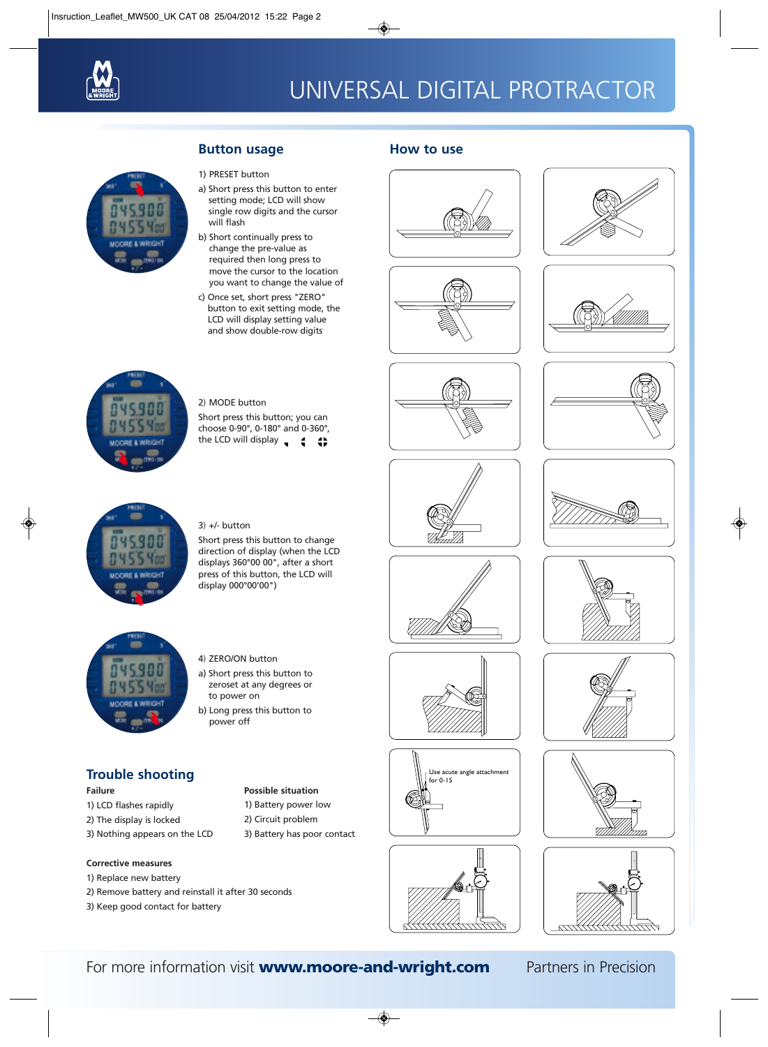# UNIVERSAL DIGITAL PROTRACTOR

## Button usage

1) PRESET button

a) Short press this button to enter setting mode; LCD will show single row digits and the cursor will flash

b) Short continually press to change the pre-value as required then long press to move the cursor to the location you want to change the value of

c) Once set, short press "ZERO" button to exit setting mode, the LCD will display setting value and show double-row digits

2) MODE button

Short press this button; you can choose 0-90°, 0-180° and 0-360°, the LCD will display

3) +/- button

Short press this button to change direction of display (when the LCD displays 360°00 00", after a short press of this button, the LCD will display 000°00'00")

4) ZERO/ON button

a) Short press this button to zeroset at any degrees or to power on

b) Long press this button to power off

## How to use

Use acute angle attachment for 0-15

## Trouble shooting

| Failure | Possible situation |
| --- | --- |
| 1) LCD flashes rapidly | 1) Battery power low |
| 2) The display is locked | 2) Circuit problem |
| 3) Nothing appears on the LCD | 3) Battery has poor contact |

**Corrective measures**

1) Replace new battery
2) Remove battery and reinstall it after 30 seconds
3) Keep good contact for battery

For more information visit **www.moore-and-wright.com** Partners in Precision